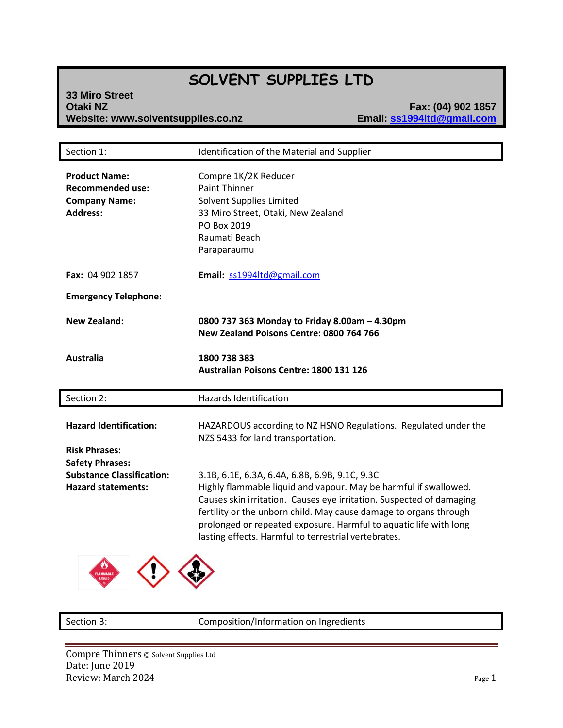# SOLVENT SUPPLIES LTD

**33 Miro Street**
**Otaki NZ**
**Website: www.solventsupplies.co.nz**

**Fax: (04) 902 1857**
**Email: ss1994ltd@gmail.com**

| Section 1: | Identification of the Material and Supplier |
|---|---|

**Product Name:** Compre 1K/2K Reducer
**Recommended use:** Paint Thinner
**Company Name:** Solvent Supplies Limited
**Address:** 33 Miro Street, Otaki, New Zealand
PO Box 2019
Raumati Beach
Paraparaumu

**Fax:** 04 902 1857

**Email:** ss1994ltd@gmail.com

**Emergency Telephone:**

**New Zealand:**
**0800 737 363 Monday to Friday 8.00am – 4.30pm**
**New Zealand Poisons Centre: 0800 764 766**

**Australia**
**1800 738 383**
**Australian Poisons Centre: 1800 131 126**

| Section 2: | Hazards Identification |
|---|---|

**Hazard Identification:** HAZARDOUS according to NZ HSNO Regulations. Regulated under the NZS 5433 for land transportation.

**Risk Phrases:**

**Safety Phrases:**

**Substance Classification:** 3.1B, 6.1E, 6.3A, 6.4A, 6.8B, 6.9B, 9.1C, 9.3C

**Hazard statements:** Highly flammable liquid and vapour. May be harmful if swallowed. Causes skin irritation. Causes eye irritation. Suspected of damaging fertility or the unborn child. May cause damage to organs through prolonged or repeated exposure. Harmful to aquatic life with long lasting effects. Harmful to terrestrial vertebrates.

| Section 3: | Composition/Information on Ingredients |
|---|---|

Compre Thinners © Solvent Supplies Ltd
Date: June 2019
Review: March 2024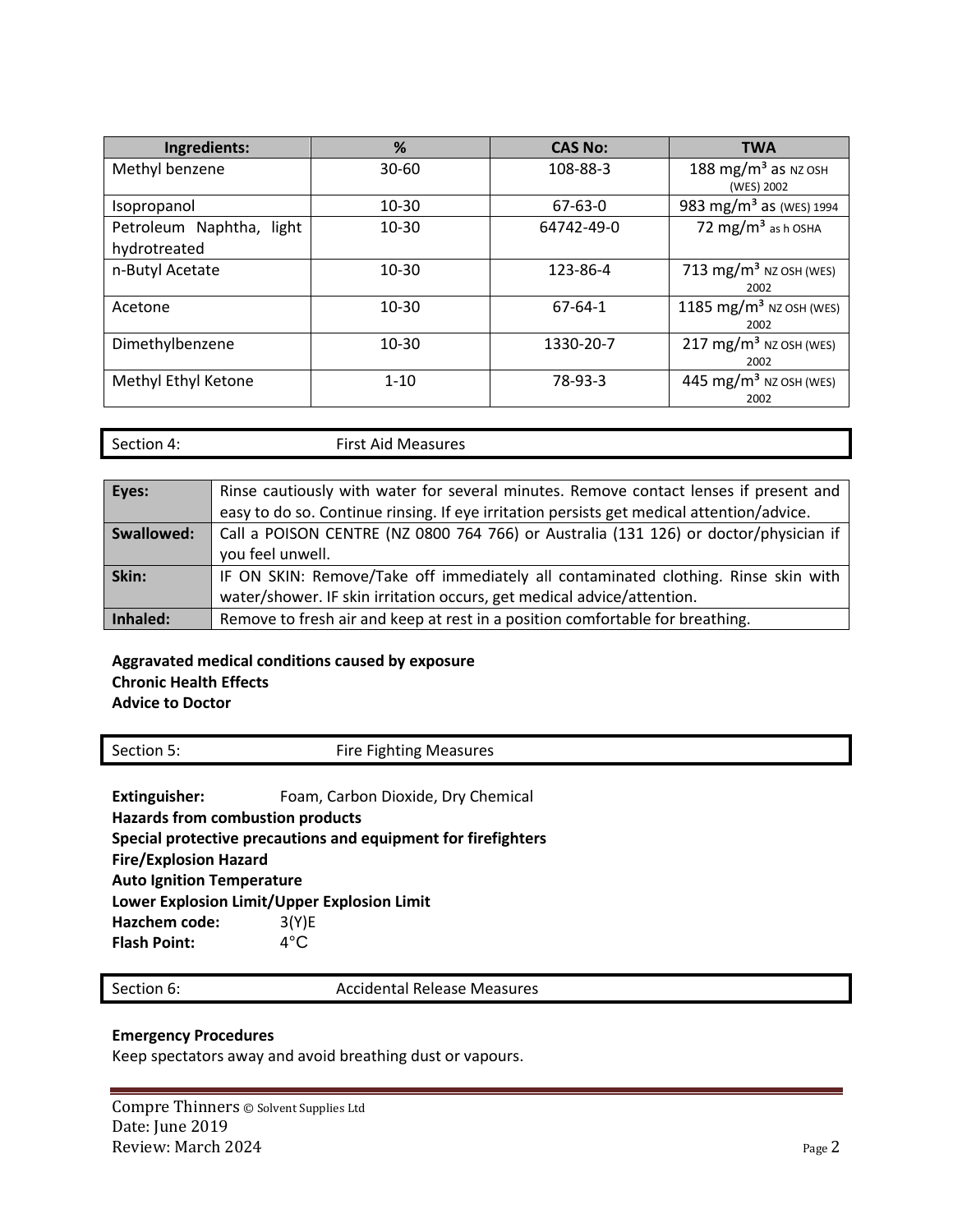| Ingredients: | % | CAS No: | TWA |
|---|---|---|---|
| Methyl benzene | 30-60 | 108-88-3 | 188 mg/m³ as NZ OSH (WES) 2002 |
| Isopropanol | 10-30 | 67-63-0 | 983 mg/m³ as (WES) 1994 |
| Petroleum Naphtha, light hydrotreated | 10-30 | 64742-49-0 | 72 mg/m³ as h OSHA |
| n-Butyl Acetate | 10-30 | 123-86-4 | 713 mg/m³ NZ OSH (WES) 2002 |
| Acetone | 10-30 | 67-64-1 | 1185 mg/m³ NZ OSH (WES) 2002 |
| Dimethylbenzene | 10-30 | 1330-20-7 | 217 mg/m³ NZ OSH (WES) 2002 |
| Methyl Ethyl Ketone | 1-10 | 78-93-3 | 445 mg/m³ NZ OSH (WES) 2002 |

## Section 4: First Aid Measures

| | |
|---|---|
| **Eyes:** | Rinse cautiously with water for several minutes. Remove contact lenses if present and easy to do so. Continue rinsing. If eye irritation persists get medical attention/advice. |
| **Swallowed:** | Call a POISON CENTRE (NZ 0800 764 766) or Australia (131 126) or doctor/physician if you feel unwell. |
| **Skin:** | IF ON SKIN: Remove/Take off immediately all contaminated clothing. Rinse skin with water/shower. IF skin irritation occurs, get medical advice/attention. |
| **Inhaled:** | Remove to fresh air and keep at rest in a position comfortable for breathing. |

**Aggravated medical conditions caused by exposure**
**Chronic Health Effects**
**Advice to Doctor**

## Section 5: Fire Fighting Measures

**Extinguisher:** Foam, Carbon Dioxide, Dry Chemical
**Hazards from combustion products**
**Special protective precautions and equipment for firefighters**
**Fire/Explosion Hazard**
**Auto Ignition Temperature**
**Lower Explosion Limit/Upper Explosion Limit**
**Hazchem code:** 3(Y)E
**Flash Point:** 4°C

## Section 6: Accidental Release Measures

**Emergency Procedures**
Keep spectators away and avoid breathing dust or vapours.

Compre Thinners © Solvent Supplies Ltd
Date: June 2019
Review: March 2024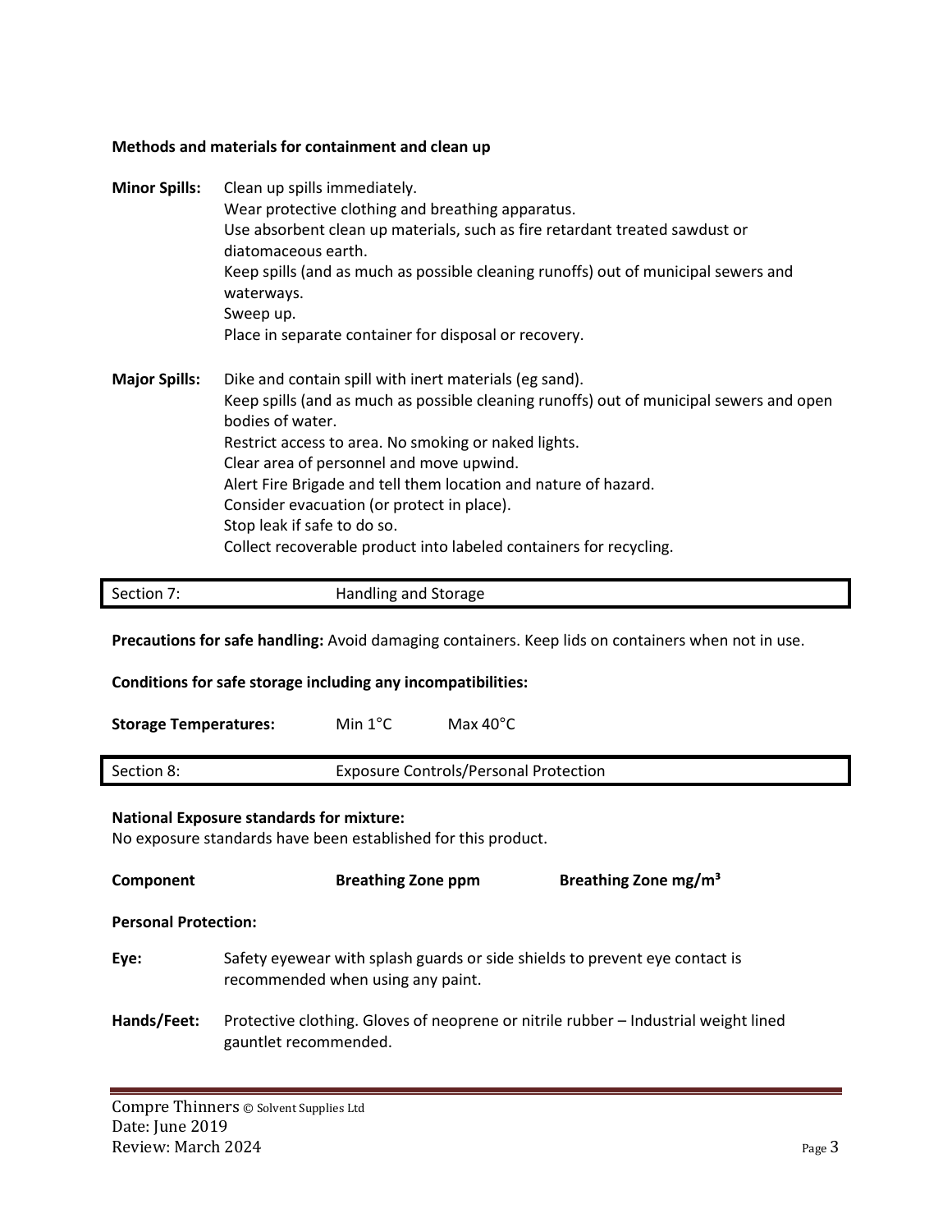**Methods and materials for containment and clean up**

**Minor Spills:** Clean up spills immediately.
Wear protective clothing and breathing apparatus.
Use absorbent clean up materials, such as fire retardant treated sawdust or diatomaceous earth.
Keep spills (and as much as possible cleaning runoffs) out of municipal sewers and waterways.
Sweep up.
Place in separate container for disposal or recovery.

**Major Spills:** Dike and contain spill with inert materials (eg sand).
Keep spills (and as much as possible cleaning runoffs) out of municipal sewers and open bodies of water.
Restrict access to area. No smoking or naked lights.
Clear area of personnel and move upwind.
Alert Fire Brigade and tell them location and nature of hazard.
Consider evacuation (or protect in place).
Stop leak if safe to do so.
Collect recoverable product into labeled containers for recycling.

## Section 7: Handling and Storage

**Precautions for safe handling:** Avoid damaging containers. Keep lids on containers when not in use.

**Conditions for safe storage including any incompatibilities:**

**Storage Temperatures:** Min 1°C Max 40°C

## Section 8: Exposure Controls/Personal Protection

**National Exposure standards for mixture:**
No exposure standards have been established for this product.

| Component | Breathing Zone ppm | Breathing Zone mg/m³ |
|---|---|---|

**Personal Protection:**

**Eye:** Safety eyewear with splash guards or side shields to prevent eye contact is recommended when using any paint.

**Hands/Feet:** Protective clothing. Gloves of neoprene or nitrile rubber – Industrial weight lined gauntlet recommended.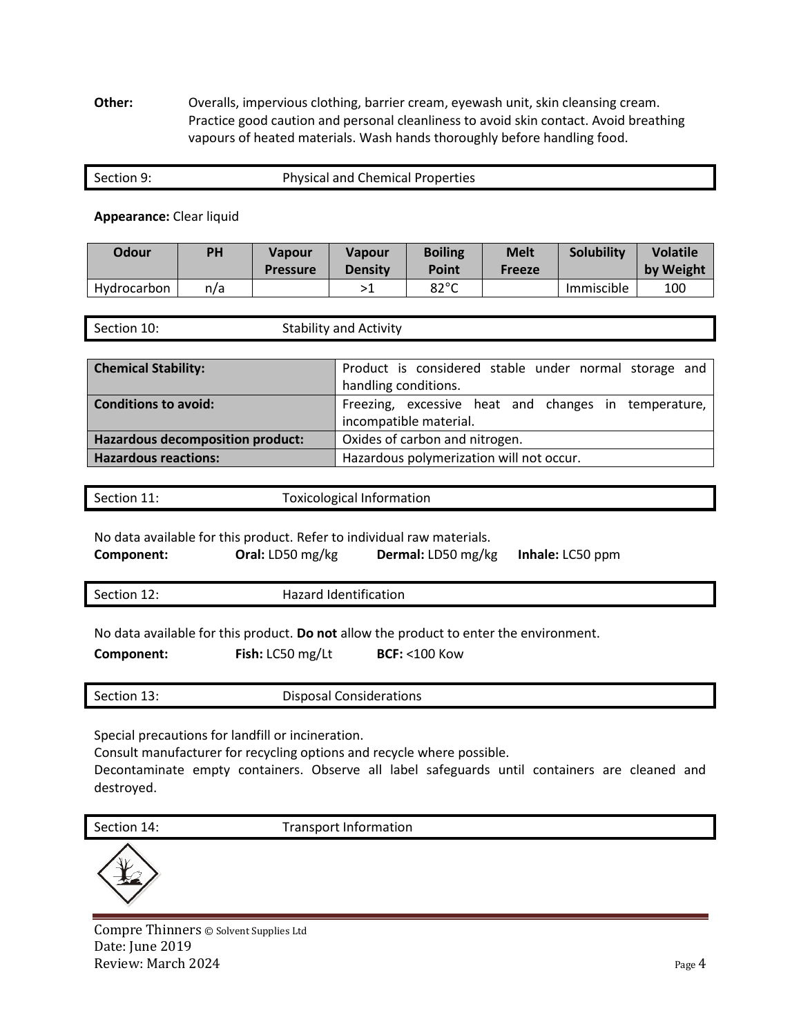**Other:** Overalls, impervious clothing, barrier cream, eyewash unit, skin cleansing cream. Practice good caution and personal cleanliness to avoid skin contact. Avoid breathing vapours of heated materials. Wash hands thoroughly before handling food.

## Section 9: Physical and Chemical Properties

**Appearance:** Clear liquid

| Odour | PH | Vapour Pressure | Vapour Density | Boiling Point | Melt Freeze | Solubility | Volatile by Weight |
|---|---|---|---|---|---|---|---|
| Hydrocarbon | n/a | | >1 | 82°C | | Immiscible | 100 |

## Section 10: Stability and Activity

| | |
|---|---|
| **Chemical Stability:** | Product is considered stable under normal storage and handling conditions. |
| **Conditions to avoid:** | Freezing, excessive heat and changes in temperature, incompatible material. |
| **Hazardous decomposition product:** | Oxides of carbon and nitrogen. |
| **Hazardous reactions:** | Hazardous polymerization will not occur. |

## Section 11: Toxicological Information

No data available for this product. Refer to individual raw materials.

**Component:** **Oral:** LD50 mg/kg **Dermal:** LD50 mg/kg **Inhale:** LC50 ppm

## Section 12: Hazard Identification

No data available for this product. **Do not** allow the product to enter the environment.

**Component:** **Fish:** LC50 mg/Lt **BCF:** <100 Kow

## Section 13: Disposal Considerations

Special precautions for landfill or incineration.
Consult manufacturer for recycling options and recycle where possible.
Decontaminate empty containers. Observe all label safeguards until containers are cleaned and destroyed.

## Section 14: Transport Information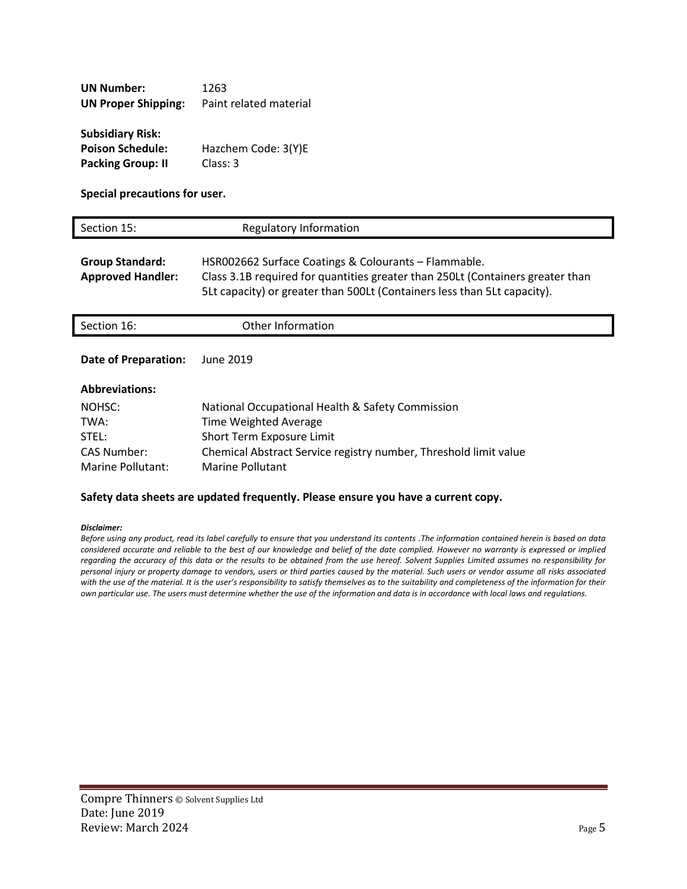**UN Number:** 1263
**UN Proper Shipping:** Paint related material

**Subsidiary Risk:**
**Poison Schedule:** Hazchem Code: 3(Y)E
**Packing Group: II** Class: 3

**Special precautions for user.**

## Section 15: Regulatory Information

**Group Standard:** HSR002662 Surface Coatings & Colourants – Flammable.
**Approved Handler:** Class 3.1B required for quantities greater than 250Lt (Containers greater than 5Lt capacity) or greater than 500Lt (Containers less than 5Lt capacity).

## Section 16: Other Information

**Date of Preparation:** June 2019

**Abbreviations:**

| | |
|---|---|
| NOHSC: | National Occupational Health & Safety Commission |
| TWA: | Time Weighted Average |
| STEL: | Short Term Exposure Limit |
| CAS Number: | Chemical Abstract Service registry number, Threshold limit value |
| Marine Pollutant: | Marine Pollutant |

**Safety data sheets are updated frequently. Please ensure you have a current copy.**

***Disclaimer:***
*Before using any product, read its label carefully to ensure that you understand its contents .The information contained herein is based on data considered accurate and reliable to the best of our knowledge and belief of the date complied. However no warranty is expressed or implied regarding the accuracy of this data or the results to be obtained from the use hereof. Solvent Supplies Limited assumes no responsibility for personal injury or property damage to vendors, users or third parties caused by the material. Such users or vendor assume all risks associated with the use of the material. It is the user's responsibility to satisfy themselves as to the suitability and completeness of the information for their own particular use. The users must determine whether the use of the information and data is in accordance with local laws and regulations.*